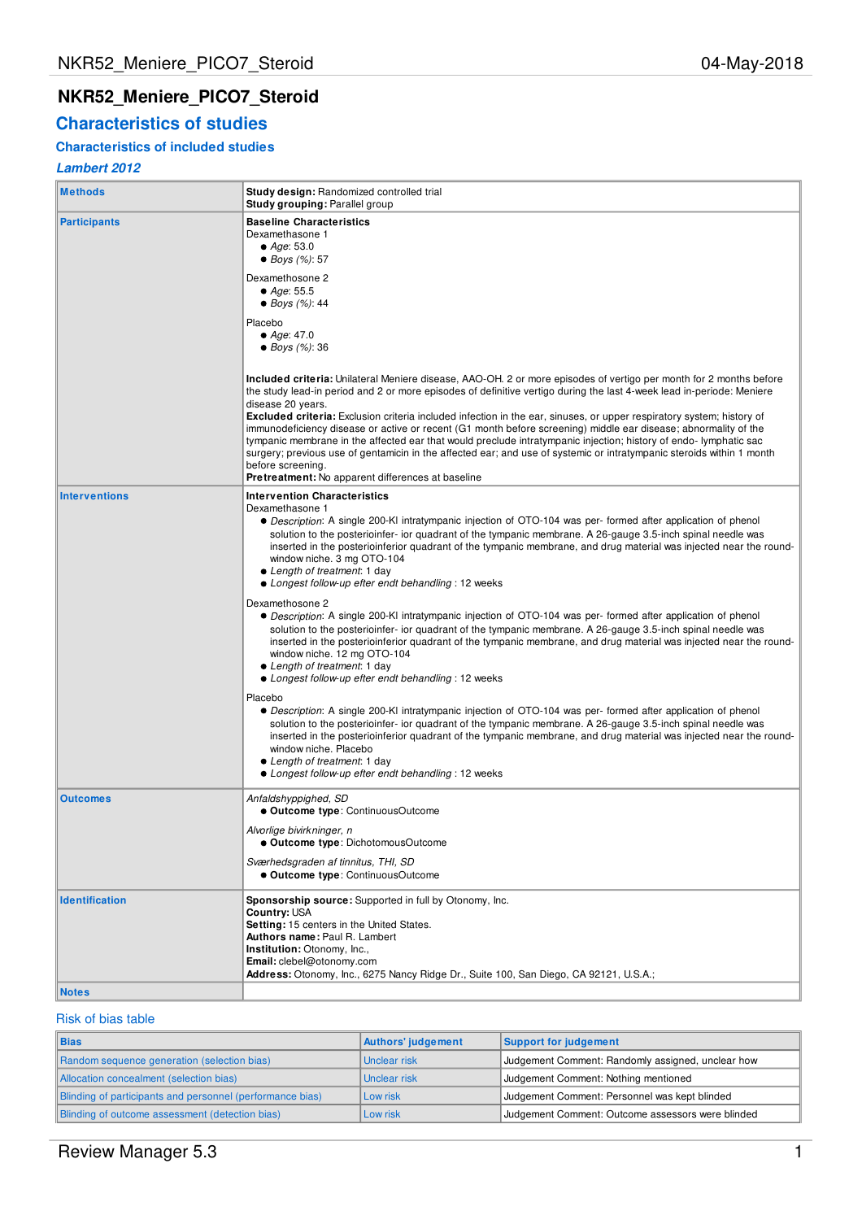# NKR52_Meniere_PICO7_Steroid

## Characteristics of studies

### Characteristics of included studies

#### *Lambert 2012*

| | |
|---|---|
| **Methods** | **Study design:** Randomized controlled trial<br>**Study grouping:** Parallel group |
| **Participants** | **Baseline Characteristics**<br>Dexamethasone 1<br>● *Age*: 53.0<br>● *Boys (%)*: 57<br><br>Dexamethosone 2<br>● *Age*: 55.5<br>● *Boys (%)*: 44<br><br>Placebo<br>● *Age*: 47.0<br>● *Boys (%)*: 36<br><br>**Included criteria:** Unilateral Meniere disease, AAO-OH. 2 or more episodes of vertigo per month for 2 months before the study lead-in period and 2 or more episodes of definitive vertigo during the last 4-week lead in-periode: Meniere disease 20 years.<br>**Excluded criteria:** Exclusion criteria included infection in the ear, sinuses, or upper respiratory system; history of immunodeficiency disease or active or recent (G1 month before screening) middle ear disease; abnormality of the tympanic membrane in the affected ear that would preclude intratympanic injection; history of endo- lymphatic sac surgery; previous use of gentamicin in the affected ear; and use of systemic or intratympanic steroids within 1 month before screening.<br>**Pretreatment:** No apparent differences at baseline |
| **Interventions** | **Intervention Characteristics**<br>Dexamethasone 1<br>● *Description*: A single 200-Kl intratympanic injection of OTO-104 was per- formed after application of phenol solution to the posterioinfer- ior quadrant of the tympanic membrane. A 26-gauge 3.5-inch spinal needle was inserted in the posterioinferior quadrant of the tympanic membrane, and drug material was injected near the round-window niche. 3 mg OTO-104<br>● *Length of treatment*: 1 day<br>● *Longest follow-up efter endt behandling* : 12 weeks<br><br>Dexamethosone 2<br>● *Description*: A single 200-Kl intratympanic injection of OTO-104 was per- formed after application of phenol solution to the posterioinfer- ior quadrant of the tympanic membrane. A 26-gauge 3.5-inch spinal needle was inserted in the posterioinferior quadrant of the tympanic membrane, and drug material was injected near the round-window niche. 12 mg OTO-104<br>● *Length of treatment*: 1 day<br>● *Longest follow-up efter endt behandling* : 12 weeks<br><br>Placebo<br>● *Description*: A single 200-Kl intratympanic injection of OTO-104 was per- formed after application of phenol solution to the posterioinfer- ior quadrant of the tympanic membrane. A 26-gauge 3.5-inch spinal needle was inserted in the posterioinferior quadrant of the tympanic membrane, and drug material was injected near the round-window niche. Placebo<br>● *Length of treatment*: 1 day<br>● *Longest follow-up efter endt behandling* : 12 weeks |
| **Outcomes** | *Anfaldshyppighed, SD*<br>● **Outcome type**: ContinuousOutcome<br><br>*Alvorlige bivirkninger, n*<br>● **Outcome type**: DichotomousOutcome<br><br>*Sværhedsgraden af tinnitus, THI, SD*<br>● **Outcome type**: ContinuousOutcome |
| **Identification** | **Sponsorship source:** Supported in full by Otonomy, Inc.<br>**Country:** USA<br>**Setting:** 15 centers in the United States.<br>**Authors name:** Paul R. Lambert<br>**Institution:** Otonomy, Inc.,<br>**Email:** clebel@otonomy.com<br>**Address:** Otonomy, Inc., 6275 Nancy Ridge Dr., Suite 100, San Diego, CA 92121, U.S.A.; |
| **Notes** | |

Risk of bias table

| Bias | Authors' judgement | Support for judgement |
|---|---|---|
| Random sequence generation (selection bias) | Unclear risk | Judgement Comment: Randomly assigned, unclear how |
| Allocation concealment (selection bias) | Unclear risk | Judgement Comment: Nothing mentioned |
| Blinding of participants and personnel (performance bias) | Low risk | Judgement Comment: Personnel was kept blinded |
| Blinding of outcome assessment (detection bias) | Low risk | Judgement Comment: Outcome assessors were blinded |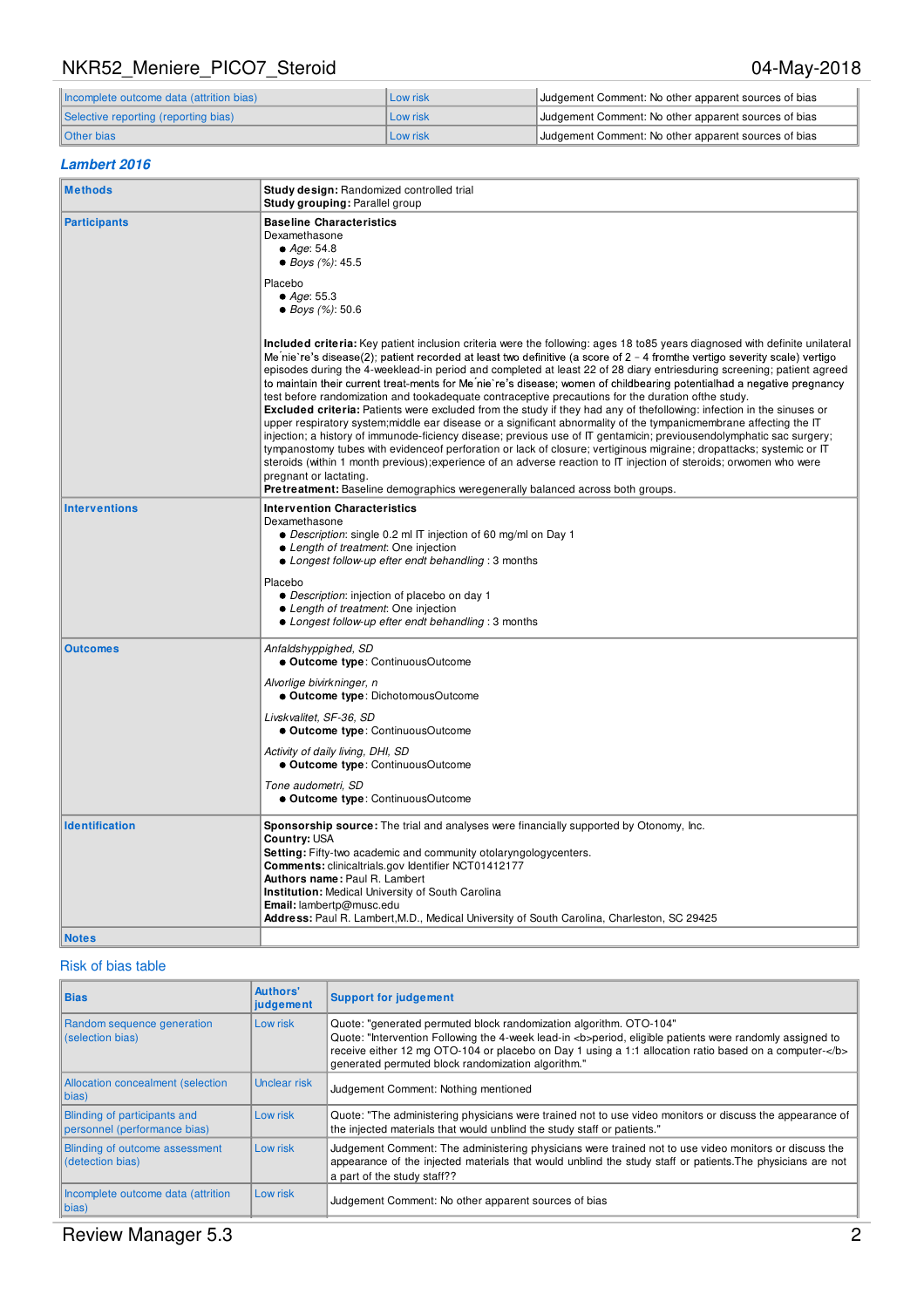| | | |
|---|---|---|
| Incomplete outcome data (attrition bias) | Low risk | Judgement Comment: No other apparent sources of bias |
| Selective reporting (reporting bias) | Low risk | Judgement Comment: No other apparent sources of bias |
| Other bias | Low risk | Judgement Comment: No other apparent sources of bias |

### *Lambert 2016*

| | |
|---|---|
| **Methods** | **Study design:** Randomized controlled trial<br>**Study grouping:** Parallel group |
| **Participants** | **Baseline Characteristics**<br>Dexamethasone<br>● *Age*: 54.8<br>● *Boys (%)*: 45.5<br><br>Placebo<br>● *Age*: 55.3<br>● *Boys (%)*: 50.6<br><br>**Included criteria:** Key patient inclusion criteria were the following: ages 18 to85 years diagnosed with definite unilateral Me´nie`re's disease(2); patient recorded at least two definitive (a score of 2 – 4 fromthe vertigo severity scale) vertigo episodes during the 4-weeklead-in period and completed at least 22 of 28 diary entriesduring screening; patient agreed to maintain their current treat-ments for Me´nie`re's disease; women of childbearing potentialhad a negative pregnancy test before randomization and tookadequate contraceptive precautions for the duration ofthe study.<br>**Excluded criteria:** Patients were excluded from the study if they had any of thefollowing: infection in the sinuses or upper respiratory system;middle ear disease or a significant abnormality of the tympanicmembrane affecting the IT injection; a history of immunode-ficiency disease; previous use of IT gentamicin; previousendolymphatic sac surgery; tympanostomy tubes with evidenceof perforation or lack of closure; vertiginous migraine; dropattacks; systemic or IT steroids (within 1 month previous);experience of an adverse reaction to IT injection of steroids; orwomen who were pregnant or lactating.<br>**Pretreatment:** Baseline demographics weregenerally balanced across both groups. |
| **Interventions** | **Intervention Characteristics**<br>Dexamethasone<br>● *Description*: single 0.2 ml IT injection of 60 mg/ml on Day 1<br>● *Length of treatment*: One injection<br>● *Longest follow-up efter endt behandling* : 3 months<br><br>Placebo<br>● *Description*: injection of placebo on day 1<br>● *Length of treatment*: One injection<br>● *Longest follow-up efter endt behandling* : 3 months |
| **Outcomes** | *Anfaldshyppighed, SD*<br>● **Outcome type**: ContinuousOutcome<br><br>*Alvorlige bivirkninger, n*<br>● **Outcome type**: DichotomousOutcome<br><br>*Livskvalitet, SF-36, SD*<br>● **Outcome type**: ContinuousOutcome<br><br>*Activity of daily living, DHI, SD*<br>● **Outcome type**: ContinuousOutcome<br><br>*Tone audometri, SD*<br>● **Outcome type**: ContinuousOutcome |
| **Identification** | **Sponsorship source:** The trial and analyses were financially supported by Otonomy, Inc.<br>**Country:** USA<br>**Setting:** Fifty-two academic and community otolaryngologycenters.<br>**Comments:** clinicaltrials.gov Identifier NCT01412177<br>**Authors name:** Paul R. Lambert<br>**Institution:** Medical University of South Carolina<br>**Email:** lambertp@musc.edu<br>**Address:** Paul R. Lambert,M.D., Medical University of South Carolina, Charleston, SC 29425 |
| **Notes** | |

#### Risk of bias table

| Bias | Authors' judgement | Support for judgement |
|---|---|---|
| Random sequence generation (selection bias) | Low risk | Quote: "generated permuted block randomization algorithm. OTO-104"<br>Quote: "Intervention Following the 4-week lead-in <b>period, eligible patients were randomly assigned to receive either 12 mg OTO-104 or placebo on Day 1 using a 1:1 allocation ratio based on a computer-</b> generated permuted block randomization algorithm." |
| Allocation concealment (selection bias) | Unclear risk | Judgement Comment: Nothing mentioned |
| Blinding of participants and personnel (performance bias) | Low risk | Quote: "The administering physicians were trained not to use video monitors or discuss the appearance of the injected materials that would unblind the study staff or patients." |
| Blinding of outcome assessment (detection bias) | Low risk | Judgement Comment: The administering physicians were trained not to use video monitors or discuss the appearance of the injected materials that would unblind the study staff or patients.The physicians are not a part of the study staff?? |
| Incomplete outcome data (attrition bias) | Low risk | Judgement Comment: No other apparent sources of bias |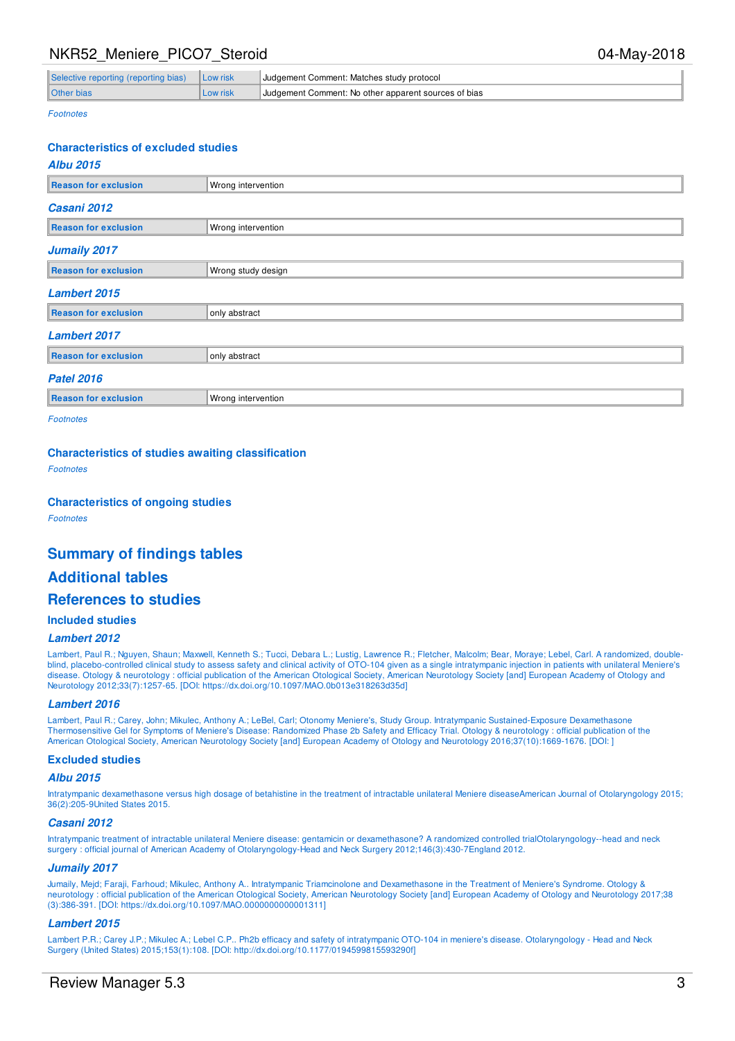| | | |
|---|---|---|
| Selective reporting (reporting bias) | Low risk | Judgement Comment: Matches study protocol |
| Other bias | Low risk | Judgement Comment: No other apparent sources of bias |

*Footnotes*

## Characteristics of excluded studies

### *Albu 2015*

| | |
|---|---|
| **Reason for exclusion** | Wrong intervention |

### *Casani 2012*

| | |
|---|---|
| **Reason for exclusion** | Wrong intervention |

### *Jumaily 2017*

| | |
|---|---|
| **Reason for exclusion** | Wrong study design |

### *Lambert 2015*

| | |
|---|---|
| **Reason for exclusion** | only abstract |

### *Lambert 2017*

| | |
|---|---|
| **Reason for exclusion** | only abstract |

### *Patel 2016*

| | |
|---|---|
| **Reason for exclusion** | Wrong intervention |

*Footnotes*

## Characteristics of studies awaiting classification

*Footnotes*

## Characteristics of ongoing studies

*Footnotes*

# Summary of findings tables

# Additional tables

# References to studies

## Included studies

### *Lambert 2012*

Lambert, Paul R.; Nguyen, Shaun; Maxwell, Kenneth S.; Tucci, Debara L.; Lustig, Lawrence R.; Fletcher, Malcolm; Bear, Moraye; Lebel, Carl. A randomized, double-blind, placebo-controlled clinical study to assess safety and clinical activity of OTO-104 given as a single intratympanic injection in patients with unilateral Meniere's disease. Otology & neurotology : official publication of the American Otological Society, American Neurotology Society [and] European Academy of Otology and Neurotology 2012;33(7):1257-65. [DOI: https://dx.doi.org/10.1097/MAO.0b013e318263d35d]

### *Lambert 2016*

Lambert, Paul R.; Carey, John; Mikulec, Anthony A.; LeBel, Carl; Otonomy Meniere's, Study Group. Intratympanic Sustained-Exposure Dexamethasone Thermosensitive Gel for Symptoms of Meniere's Disease: Randomized Phase 2b Safety and Efficacy Trial. Otology & neurotology : official publication of the American Otological Society, American Neurotology Society [and] European Academy of Otology and Neurotology 2016;37(10):1669-1676. [DOI: ]

## Excluded studies

### *Albu 2015*

Intratympanic dexamethasone versus high dosage of betahistine in the treatment of intractable unilateral Meniere diseaseAmerican Journal of Otolaryngology 2015; 36(2):205-9United States 2015.

### *Casani 2012*

Intratympanic treatment of intractable unilateral Meniere disease: gentamicin or dexamethasone? A randomized controlled trialOtolaryngology--head and neck surgery : official journal of American Academy of Otolaryngology-Head and Neck Surgery 2012;146(3):430-7England 2012.

### *Jumaily 2017*

Jumaily, Mejd; Faraji, Farhoud; Mikulec, Anthony A.. Intratympanic Triamcinolone and Dexamethasone in the Treatment of Meniere's Syndrome. Otology & neurotology : official publication of the American Otological Society, American Neurotology Society [and] European Academy of Otology and Neurotology 2017;38 (3):386-391. [DOI: https://dx.doi.org/10.1097/MAO.0000000000001311]

### *Lambert 2015*

Lambert P.R.; Carey J.P.; Mikulec A.; Lebel C.P.. Ph2b efficacy and safety of intratympanic OTO-104 in meniere's disease. Otolaryngology - Head and Neck Surgery (United States) 2015;153(1):108. [DOI: http://dx.doi.org/10.1177/0194599815593290f]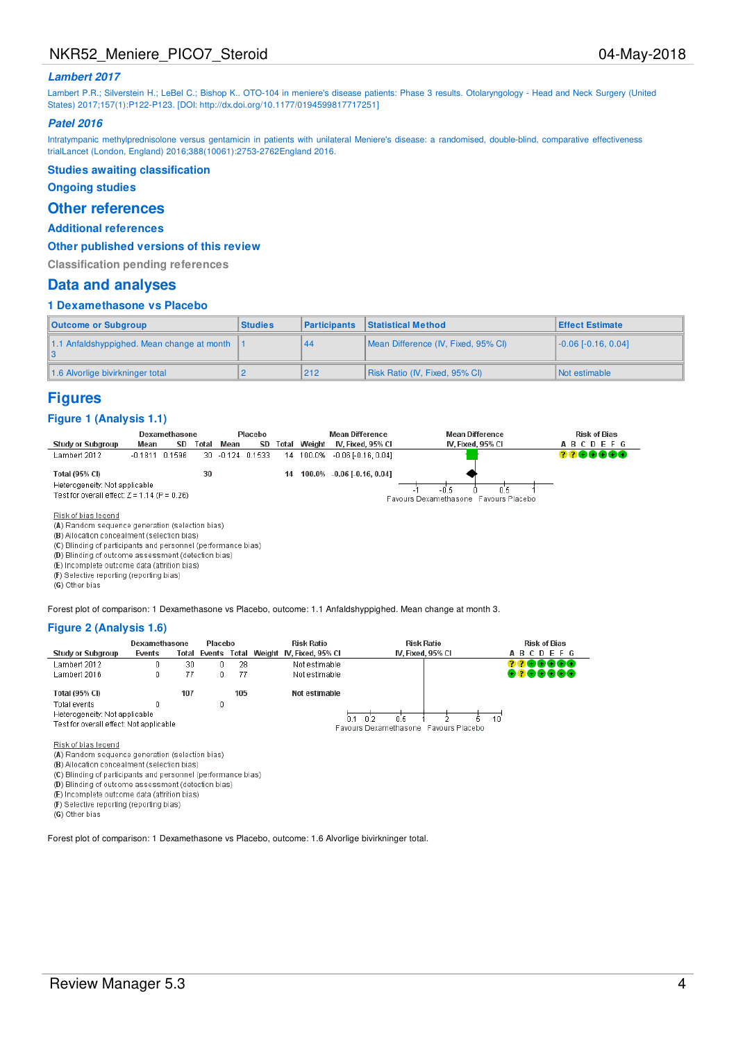### *Lambert 2017*

Lambert P.R.; Silverstein H.; LeBel C.; Bishop K.. OTO-104 in meniere's disease patients: Phase 3 results. Otolaryngology - Head and Neck Surgery (United States) 2017;157(1):P122-P123. [DOI: http://dx.doi.org/10.1177/0194599817717251]

### *Patel 2016*

Intratympanic methylprednisolone versus gentamicin in patients with unilateral Meniere's disease: a randomised, double-blind, comparative effectiveness trialLancet (London, England) 2016;388(10061):2753-2762England 2016.

## Studies awaiting classification

## Ongoing studies

# Other references

## Additional references

## Other published versions of this review

## Classification pending references

# Data and analyses

## 1 Dexamethasone vs Placebo

| Outcome or Subgroup | Studies | Participants | Statistical Method | Effect Estimate |
|---|---|---|---|---|
| 1.1 Anfaldshyppighed. Mean change at month 3 | 1 | 44 | Mean Difference (IV, Fixed, 95% CI) | -0.06 [-0.16, 0.04] |
| 1.6 Alvorlige bivirkninger total | 2 | 212 | Risk Ratio (IV, Fixed, 95% CI) | Not estimable |

# Figures

## Figure 1 (Analysis 1.1)

| Study or Subgroup | Dexamethasone Mean | SD | Total | Placebo Mean | SD | Total | Weight | Mean Difference IV, Fixed, 95% CI | Risk of Bias A B C D E F G |
|---|---|---|---|---|---|---|---|---|---|
| Lambert 2012 | -0.1811 | 0.1596 | 30 | -0.124 | 0.1533 | 14 | 100.0% | -0.06 [-0.16, 0.04] | ? ? + + + + + |
| **Total (95% CI)** | | | **30** | | | **14** | **100.0%** | **-0.06 [-0.16, 0.04]** | |

Heterogeneity: Not applicable

Test for overall effect: Z = 1.14 (P = 0.26)

-1 -0.5 0 0.5 1

Favours Dexamethasone Favours Placebo

Risk of bias legend

(A) Random sequence generation (selection bias)

(B) Allocation concealment (selection bias)

(C) Blinding of participants and personnel (performance bias)

(D) Blinding of outcome assessment (detection bias)

(E) Incomplete outcome data (attrition bias)

(F) Selective reporting (reporting bias)

(G) Other bias

Forest plot of comparison: 1 Dexamethasone vs Placebo, outcome: 1.1 Anfaldshyppighed. Mean change at month 3.

## Figure 2 (Analysis 1.6)

| Study or Subgroup | Dexamethasone Events | Total | Placebo Events | Total | Weight | Risk Ratio IV, Fixed, 95% CI | Risk of Bias A B C D E F G |
|---|---|---|---|---|---|---|---|
| Lambert 2012 | 0 | 30 | 0 | 28 | | Not estimable | ? ? + + + + + |
| Lambert 2016 | 0 | 77 | 0 | 77 | | Not estimable | + ? + + + + + |
| **Total (95% CI)** | | **107** | | **105** | | **Not estimable** | |
| Total events | 0 | | 0 | | | | |

Heterogeneity: Not applicable

Test for overall effect: Not applicable

0.1 0.2 0.5 1 2 5 10

Favours Dexamethasone Favours Placebo

Risk of bias legend

(A) Random sequence generation (selection bias)

(B) Allocation concealment (selection bias)

(C) Blinding of participants and personnel (performance bias)

(D) Blinding of outcome assessment (detection bias)

(E) Incomplete outcome data (attrition bias)

(F) Selective reporting (reporting bias)

(G) Other bias

Forest plot of comparison: 1 Dexamethasone vs Placebo, outcome: 1.6 Alvorlige bivirkninger total.